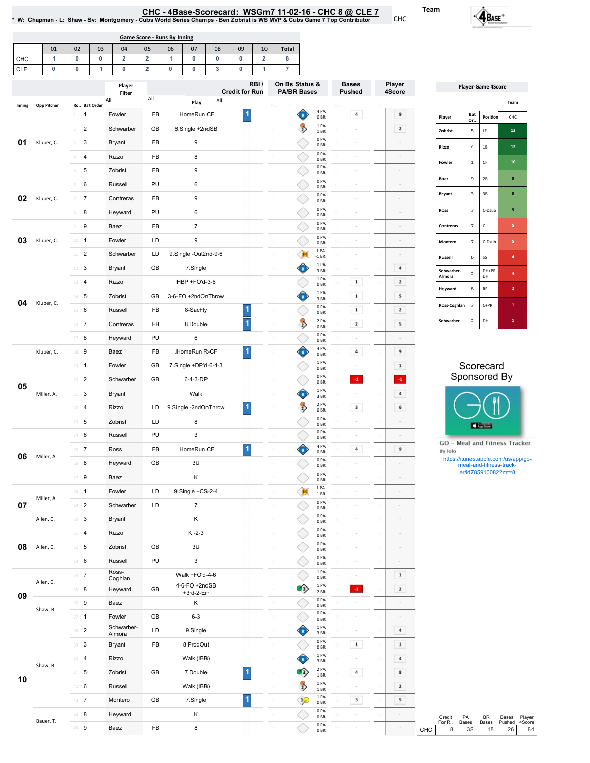# CHC - 4Base-Scorecard: WSGm7 11-02-16 - CHC 8 @ CLE 7

* W: Chapman - L: Shaw - Sv: Montgomery - Cubs World Series Champs - Ben Zobrist is WS MVP & Cubs Game 7 Top Contributor

Team: CHC

## Game Score - Runs By Inning

| | 01 | 02 | 03 | 04 | 05 | 06 | 07 | 08 | 09 | 10 | Total |
|---|---|---|---|---|---|---|---|---|---|---|---|
| CHC | 1 | 0 | 0 | 2 | 2 | 1 | 0 | 0 | 0 | 2 | 8 |
| CLE | 0 | 0 | 1 | 0 | 2 | 0 | 0 | 3 | 0 | 1 | 7 |

## Play-by-Play

| Inning | Opp Pitcher | Ro.. | Bat Order | Player | | Play | RBI / Credit for Run | On Bs Status & PA/BR Bases | Bases Pushed | Player 4Score |
|---|---|---|---|---|---|---|---|---|---|---|
| 01 | Kluber, C. | 1 | 1 | Fowler | FB | .HomeRun CF | 1 | 4 PA 0 BR | 4 | 9 |
| | | 2 | 2 | Schwarber | GB | 6.Single +2ndSB | | 1 PA 1 BR | - | 2 |
| | | 3 | 3 | Bryant | FB | 9 | | 0 PA 0 BR | - | - |
| | | 4 | 4 | Rizzo | FB | 8 | | 0 PA 0 BR | - | - |
| | | 5 | 5 | Zobrist | FB | 9 | | 0 PA 0 BR | - | - |
| 02 | Kluber, C. | 6 | 6 | Russell | PU | 6 | | 0 PA 0 BR | - | - |
| | | 7 | 7 | Contreras | FB | 9 | | 0 PA 0 BR | - | - |
| | | 8 | 8 | Heyward | PU | 6 | | 0 PA 0 BR | - | - |
| 03 | Kluber, C. | 9 | 9 | Baez | FB | 7 | | 0 PA 0 BR | - | - |
| | | 10 | 1 | Fowler | LD | 9 | | 0 PA 0 BR | - | - |
| | | 11 | 2 | Schwarber | LD | 9.Single -Out2nd-9-6 | | 1 PA -1 BR | - | - |
| 04 | Kluber, C. | 12 | 3 | Bryant | GB | 7.Single | | 1 PA 3 BR | - | 4 |
| | | 13 | 4 | Rizzo | | HBP +FO'd-3-6 | | 1 PA 0 BR | 1 | 2 |
| | | 14 | 5 | Zobrist | GB | 3-6-FO +2ndOnThrow | | 1 PA 3 BR | 1 | 5 |
| | | 15 | 6 | Russell | FB | 8-SacFly | 1 | 0 PA 0 BR | 1 | 2 |
| | | 16 | 7 | Contreras | FB | 8.Double | 1 | 2 PA 0 BR | 2 | 5 |
| | | 17 | 8 | Heyward | PU | 6 | | 0 PA 0 BR | - | - |
| 05 | Kluber, C. | 18 | 9 | Baez | FB | .HomeRun R-CF | 1 | 4 PA 0 BR | 4 | 9 |
| | Miller, A. | 19 | 1 | Fowler | GB | 7.Single +DP'd-6-4-3 | | 1 PA 0 BR | - | 1 |
| | | 20 | 2 | Schwarber | GB | 6-4-3-DP | | 0 PA 0 BR | -1 | -1 |
| | | 21 | 3 | Bryant | | Walk | | 1 PA 3 BR | - | 4 |
| | | 22 | 4 | Rizzo | LD | 9.Single -2ndOnThrow | 1 | 2 PA 0 BR | 3 | 6 |
| | | 23 | 5 | Zobrist | LD | 8 | | 0 PA 0 BR | - | - |
| 06 | Miller, A. | 24 | 6 | Russell | PU | 3 | | 0 PA 0 BR | - | - |
| | | 25 | 7 | Ross | FB | .HomeRun CF | 1 | 4 PA 0 BR | 4 | 9 |
| | | 26 | 8 | Heyward | GB | 3U | | 0 PA 0 BR | - | - |
| | | 27 | 9 | Baez | | K | | 0 PA 0 BR | - | - |
| 07 | Miller, A. | 28 | 1 | Fowler | LD | 9.Single +CS-2-4 | | 1 PA -1 BR | - | - |
| | | 29 | 2 | Schwarber | LD | 7 | | 0 PA 0 BR | - | - |
| | Allen, C. | 30 | 3 | Bryant | | K | | 0 PA 0 BR | - | - |
| 08 | Allen, C. | 31 | 4 | Rizzo | | K -2-3 | | 0 PA 0 BR | - | - |
| | | 32 | 5 | Zobrist | GB | 3U | | 0 PA 0 BR | - | - |
| | | 33 | 6 | Russell | PU | 3 | | 0 PA 0 BR | - | - |
| 09 | Allen, C. | 34 | 7 | Ross-Coghlan | | Walk +FO'd-4-6 | | 1 PA 0 BR | - | 1 |
| | | 35 | 8 | Heyward | GB | 4-6-FO +2ndSB +3rd-2-Err | | 1 PA 2 BR | -1 | 2 |
| | Shaw, B. | 36 | 9 | Baez | | K | | 0 PA 0 BR | - | - |
| 10 | Shaw, B. | 37 | 1 | Fowler | GB | 6-3 | | 0 PA 0 BR | - | - |
| | | 38 | 2 | Schwarber-Almora | LD | 9.Single | | 1 PA 3 BR | - | 4 |
| | | 39 | 3 | Bryant | FB | 8 ProdOut | | 0 PA 0 BR | 1 | 1 |
| | | 40 | 4 | Rizzo | | Walk (IBB) | | 1 PA 3 BR | - | 4 |
| | | 41 | 5 | Zobrist | GB | 7.Double | 1 | 2 PA 1 BR | 4 | 8 |
| | | 42 | 6 | Russell | | Walk (IBB) | | 1 PA 1 BR | - | 2 |
| | | 43 | 7 | Montero | GB | 7.Single | 1 | 1 PA 0 BR | 3 | 5 |
| | Bauer, T. | 44 | 8 | Heyward | | K | | 0 PA 0 BR | - | - |
| | | 45 | 9 | Baez | FB | 8 | | 0 PA 0 BR | - | - |

## Totals

| | Credit For R.. | PA Bases | BR Bases | Bases Pushed | Player 4Score |
|---|---|---|---|---|---|
| CHC | 8 | 32 | 18 | 26 | 84 |

## Player-Game 4Score

| Player | Bat Or.. | Position | CHC |
|---|---|---|---|
| Zobrist | 5 | LF | 13 |
| Rizzo | 4 | 1B | 12 |
| Fowler | 1 | CF | 10 |
| Baez | 9 | 2B | 9 |
| Bryant | 3 | 3B | 9 |
| Ross | 7 | C-Dsub | 9 |
| Contreras | 7 | C | 5 |
| Montero | 7 | C-Dsub | 5 |
| Russell | 6 | SS | 4 |
| Schwarber-Almora | 2 | DH+PR-DH | 4 |
| Heyward | 8 | RF | 2 |
| Ross-Coghlan | 7 | C+PR | 1 |
| Schwarber | 2 | DH | 1 |

Scorecard Sponsored By

GO – Meal and Fitness Tracker

By Iolo

https://itunes.apple.com/us/app/go-meal-and-fitness-track-er/id785910082?mt=8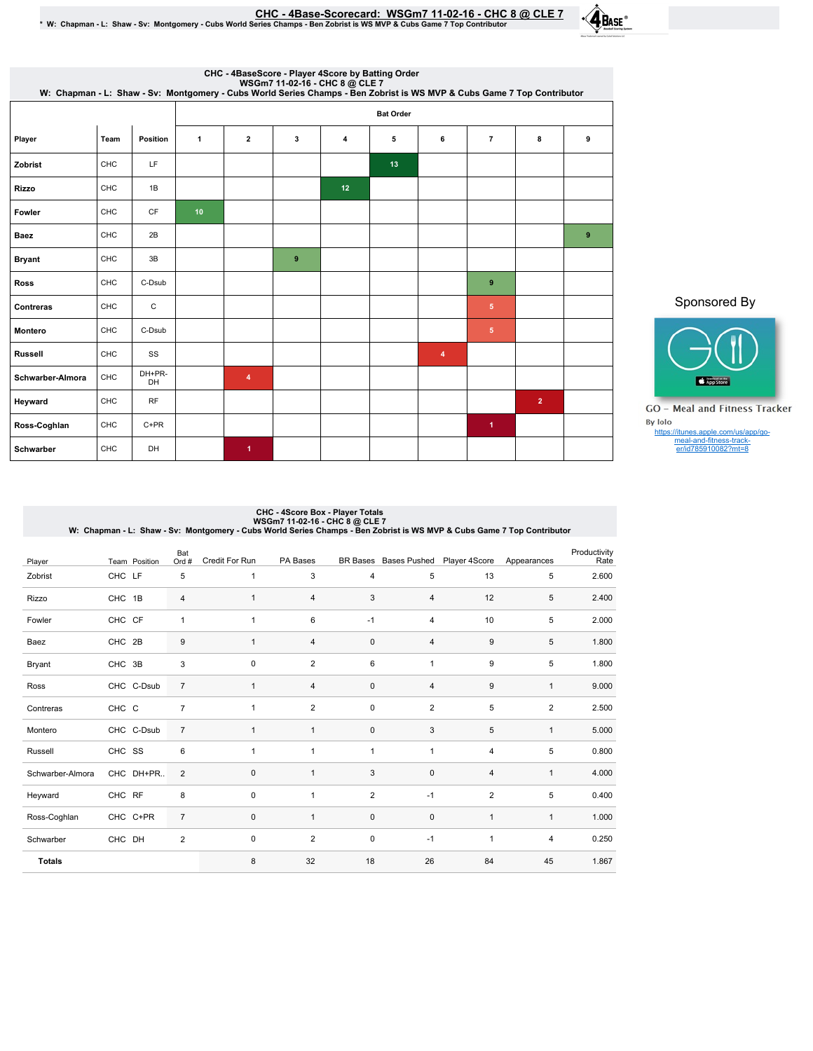# CHC - 4Base-Scorecard: WSGm7 11-02-16 - CHC 8 @ CLE 7

\* W: Chapman - L: Shaw - Sv: Montgomery - Cubs World Series Champs - Ben Zobrist is WS MVP & Cubs Game 7 Top Contributor

## CHC - 4BaseScore - Player 4Score by Batting Order
WSGm7 11-02-16 - CHC 8 @ CLE 7
W: Chapman - L: Shaw - Sv: Montgomery - Cubs World Series Champs - Ben Zobrist is WS MVP & Cubs Game 7 Top Contributor

| | | | Bat Order | | | | | | | | |
|---|---|---|---|---|---|---|---|---|---|---|---|
| Player | Team | Position | 1 | 2 | 3 | 4 | 5 | 6 | 7 | 8 | 9 |
| Zobrist | CHC | LF | | | | | 13 | | | | |
| Rizzo | CHC | 1B | | | | 12 | | | | | |
| Fowler | CHC | CF | 10 | | | | | | | | |
| Baez | CHC | 2B | | | | | | | | | 9 |
| Bryant | CHC | 3B | | | 9 | | | | | | |
| Ross | CHC | C-Dsub | | | | | | | 9 | | |
| Contreras | CHC | C | | | | | | | 5 | | |
| Montero | CHC | C-Dsub | | | | | | | 5 | | |
| Russell | CHC | SS | | | | | | 4 | | | |
| Schwarber-Almora | CHC | DH+PR-DH | | 4 | | | | | | | |
| Heyward | CHC | RF | | | | | | | | 2 | |
| Ross-Coghlan | CHC | C+PR | | | | | | | 1 | | |
| Schwarber | CHC | DH | | 1 | | | | | | | |

Sponsored By

GO - Meal and Fitness Tracker
By Iolo
https://itunes.apple.com/us/app/go-meal-and-fitness-track-er/id785910082?mt=8

## CHC - 4Score Box - Player Totals
WSGm7 11-02-16 - CHC 8 @ CLE 7
W: Chapman - L: Shaw - Sv: Montgomery - Cubs World Series Champs - Ben Zobrist is WS MVP & Cubs Game 7 Top Contributor

| Player | Team | Position | Bat Ord # | Credit For Run | PA Bases | BR Bases | Bases Pushed | Player 4Score | Appearances | Productivity Rate |
|---|---|---|---|---|---|---|---|---|---|---|
| Zobrist | CHC | LF | 5 | 1 | 3 | 4 | 5 | 13 | 5 | 2.600 |
| Rizzo | CHC | 1B | 4 | 1 | 4 | 3 | 4 | 12 | 5 | 2.400 |
| Fowler | CHC | CF | 1 | 1 | 6 | -1 | 4 | 10 | 5 | 2.000 |
| Baez | CHC | 2B | 9 | 1 | 4 | 0 | 4 | 9 | 5 | 1.800 |
| Bryant | CHC | 3B | 3 | 0 | 2 | 6 | 1 | 9 | 5 | 1.800 |
| Ross | CHC | C-Dsub | 7 | 1 | 4 | 0 | 4 | 9 | 1 | 9.000 |
| Contreras | CHC | C | 7 | 1 | 2 | 0 | 2 | 5 | 2 | 2.500 |
| Montero | CHC | C-Dsub | 7 | 1 | 1 | 0 | 3 | 5 | 1 | 5.000 |
| Russell | CHC | SS | 6 | 1 | 1 | 1 | 1 | 4 | 5 | 0.800 |
| Schwarber-Almora | CHC | DH+PR.. | 2 | 0 | 1 | 3 | 0 | 4 | 1 | 4.000 |
| Heyward | CHC | RF | 8 | 0 | 1 | 2 | -1 | 2 | 5 | 0.400 |
| Ross-Coghlan | CHC | C+PR | 7 | 0 | 1 | 0 | 0 | 1 | 1 | 1.000 |
| Schwarber | CHC | DH | 2 | 0 | 2 | 0 | -1 | 1 | 4 | 0.250 |
| **Totals** | | | | 8 | 32 | 18 | 26 | 84 | 45 | 1.867 |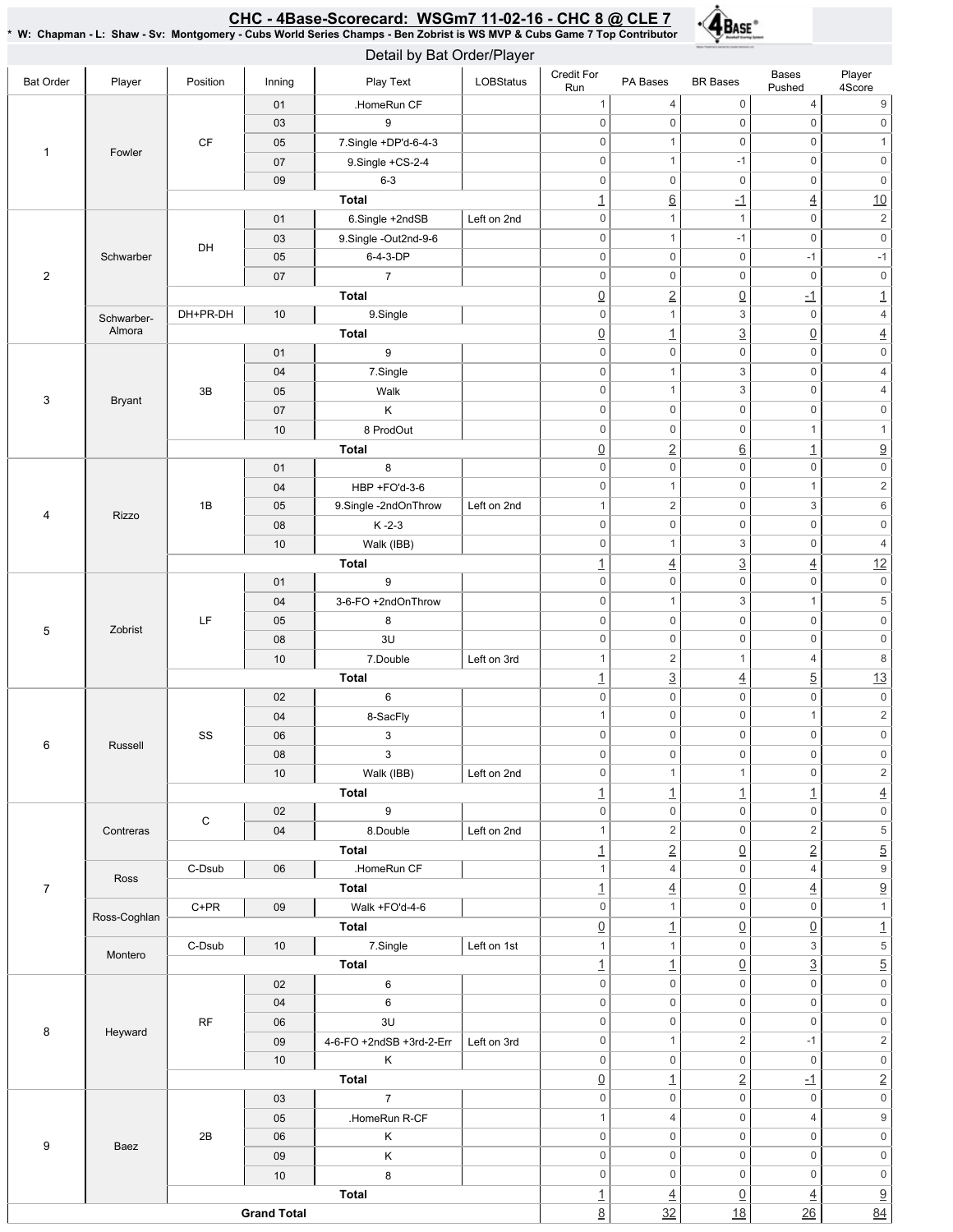# CHC - 4Base-Scorecard: WSGm7 11-02-16 - CHC 8 @ CLE 7

\* W: Chapman - L: Shaw - Sv: Montgomery - Cubs World Series Champs - Ben Zobrist is WS MVP & Cubs Game 7 Top Contributor

## Detail by Bat Order/Player

| Bat Order | Player | Position | Inning | Play Text | LOBStatus | Credit For Run | PA Bases | BR Bases | Bases Pushed | Player 4Score |
|---|---|---|---|---|---|---|---|---|---|---|
| 1 | Fowler | CF | 01 | .HomeRun CF | | 1 | 4 | 0 | 4 | 9 |
| | | | 03 | 9 | | 0 | 0 | 0 | 0 | 0 |
| | | | 05 | 7.Single +DP'd-6-4-3 | | 0 | 1 | 0 | 0 | 1 |
| | | | 07 | 9.Single +CS-2-4 | | 0 | 1 | -1 | 0 | 0 |
| | | | 09 | 6-3 | | 0 | 0 | 0 | 0 | 0 |
| | | | | **Total** | | 1 | 6 | -1 | 4 | 10 |
| 2 | Schwarber | DH | 01 | 6.Single +2ndSB | Left on 2nd | 0 | 1 | 1 | 0 | 2 |
| | | | 03 | 9.Single -Out2nd-9-6 | | 0 | 1 | -1 | 0 | 0 |
| | | | 05 | 6-4-3-DP | | 0 | 0 | 0 | -1 | -1 |
| | | | 07 | 7 | | 0 | 0 | 0 | 0 | 0 |
| | | | | **Total** | | 0 | 2 | 0 | -1 | 1 |
| | Schwarber-Almora | DH+PR-DH | 10 | 9.Single | | 0 | 1 | 3 | 0 | 4 |
| | | | | **Total** | | 0 | 1 | 3 | 0 | 4 |
| 3 | Bryant | 3B | 01 | 9 | | 0 | 0 | 0 | 0 | 0 |
| | | | 04 | 7.Single | | 0 | 1 | 3 | 0 | 4 |
| | | | 05 | Walk | | 0 | 1 | 3 | 0 | 4 |
| | | | 07 | K | | 0 | 0 | 0 | 0 | 0 |
| | | | 10 | 8 ProdOut | | 0 | 0 | 0 | 1 | 1 |
| | | | | **Total** | | 0 | 2 | 6 | 1 | 9 |
| 4 | Rizzo | 1B | 01 | 8 | | 0 | 0 | 0 | 0 | 0 |
| | | | 04 | HBP +FO'd-3-6 | | 0 | 1 | 0 | 1 | 2 |
| | | | 05 | 9.Single -2ndOnThrow | Left on 2nd | 1 | 2 | 0 | 3 | 6 |
| | | | 08 | K -2-3 | | 0 | 0 | 0 | 0 | 0 |
| | | | 10 | Walk (IBB) | | 0 | 1 | 3 | 0 | 4 |
| | | | | **Total** | | 1 | 4 | 3 | 4 | 12 |
| 5 | Zobrist | LF | 01 | 9 | | 0 | 0 | 0 | 0 | 0 |
| | | | 04 | 3-6-FO +2ndOnThrow | | 0 | 1 | 3 | 1 | 5 |
| | | | 05 | 8 | | 0 | 0 | 0 | 0 | 0 |
| | | | 08 | 3U | | 0 | 0 | 0 | 0 | 0 |
| | | | 10 | 7.Double | Left on 3rd | 1 | 2 | 1 | 4 | 8 |
| | | | | **Total** | | 1 | 3 | 4 | 5 | 13 |
| 6 | Russell | SS | 02 | 6 | | 0 | 0 | 0 | 0 | 0 |
| | | | 04 | 8-SacFly | | 1 | 0 | 0 | 1 | 2 |
| | | | 06 | 3 | | 0 | 0 | 0 | 0 | 0 |
| | | | 08 | 3 | | 0 | 0 | 0 | 0 | 0 |
| | | | 10 | Walk (IBB) | Left on 2nd | 0 | 1 | 1 | 0 | 2 |
| | | | | **Total** | | 1 | 1 | 1 | 1 | 4 |
| 7 | Contreras | C | 02 | 9 | | 0 | 0 | 0 | 0 | 0 |
| | | | 04 | 8.Double | Left on 2nd | 1 | 2 | 0 | 2 | 5 |
| | | | | **Total** | | 1 | 2 | 0 | 2 | 5 |
| | Ross | C-Dsub | 06 | .HomeRun CF | | 1 | 4 | 0 | 4 | 9 |
| | | | | **Total** | | 1 | 4 | 0 | 4 | 9 |
| | Ross-Coghlan | C+PR | 09 | Walk +FO'd-4-6 | | 0 | 1 | 0 | 0 | 1 |
| | | | | **Total** | | 0 | 1 | 0 | 0 | 1 |
| | Montero | C-Dsub | 10 | 7.Single | Left on 1st | 1 | 1 | 0 | 3 | 5 |
| | | | | **Total** | | 1 | 1 | 0 | 3 | 5 |
| 8 | Heyward | RF | 02 | 6 | | 0 | 0 | 0 | 0 | 0 |
| | | | 04 | 6 | | 0 | 0 | 0 | 0 | 0 |
| | | | 06 | 3U | | 0 | 0 | 0 | 0 | 0 |
| | | | 09 | 4-6-FO +2ndSB +3rd-2-Err | Left on 3rd | 0 | 1 | 2 | -1 | 2 |
| | | | 10 | K | | 0 | 0 | 0 | 0 | 0 |
| | | | | **Total** | | 0 | 1 | 2 | -1 | 2 |
| 9 | Baez | 2B | 03 | 7 | | 0 | 0 | 0 | 0 | 0 |
| | | | 05 | .HomeRun R-CF | | 1 | 4 | 0 | 4 | 9 |
| | | | 06 | K | | 0 | 0 | 0 | 0 | 0 |
| | | | 09 | K | | 0 | 0 | 0 | 0 | 0 |
| | | | 10 | 8 | | 0 | 0 | 0 | 0 | 0 |
| | | | | **Total** | | 1 | 4 | 0 | 4 | 9 |
| **Grand Total** | | | | | | 8 | 32 | 18 | 26 | 84 |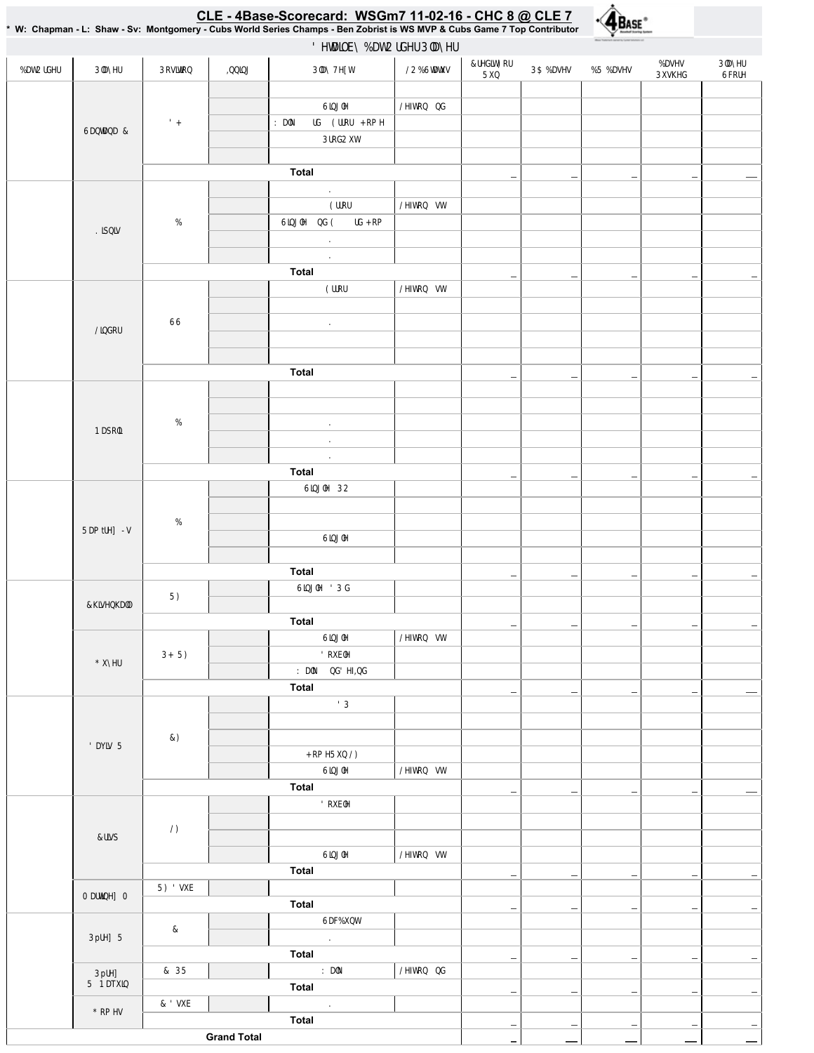## CLE - 4Base-Scorecard: WSGm7 11-02-16 - CHC 8 @ CLE 7

**\* W: Chapman - L: Shaw - Sv: Montgomery - Cubs World Series Champs - Ben Zobrist is WS MVP & Cubs Game 7 Top Contributor**

' HWDLOHG\ %DW2UGHU3OD\HU

| %DW2UGHU | 3OD\HU | 3RVLWLRQ | ,QQLQJ | 3OD\7H[W | /2 %6LWXDWLV | &UHGLW\ RU 5XQ | 3$ %DVHV | %5 %DVHV | %DVHV 3XVKHG | 3OD\HU 6FRUH |
|---|---|---|---|---|---|---|---|---|---|---|
| | 6DQWDQD & | ' + | | | | | | | | |
| | | | | 6LQJOH | /HIWRQ QG | | | | | |
| | | | | : DON UG (UURU +RPH | | | | | | |
| | | | | 3UG2XW | | | | | | |
| | | | | | | | | | | |
| | | Total | | | | _ | _ | _ | _ | _ |
| | . LSQLV | % | | . | | | | | | |
| | | | | (UURU | /HIWRQ VW | | | | | |
| | | | | 6LQJOH QG ( UG +RP | | | | | | |
| | | | | . | | | | | | |
| | | | | . | | | | | | |
| | | Total | | | | _ | _ | _ | _ | _ |
| | /LQGRU | 66 | | (UURU | /HIWRQ VW | | | | | |
| | | | | | | | | | | |
| | | | | . | | | | | | |
| | | | | | | | | | | |
| | | | | | | | | | | |
| | | Total | | | | _ | _ | _ | _ | _ |
| | 1DSROL | % | | | | | | | | |
| | | | | | | | | | | |
| | | | | . | | | | | | |
| | | | | . | | | | | | |
| | | | | . | | | | | | |
| | | Total | | | | _ | _ | _ | _ | _ |
| | 5DP tUH] -V | % | | 6LQJOH 32 | | | | | | |
| | | | | | | | | | | |
| | | | | | | | | | | |
| | | | | 6LQJOH | | | | | | |
| | | | | | | | | | | |
| | | Total | | | | _ | _ | _ | _ | _ |
| | &KLVHQKDOO | 5) | | 6LQJOH ' 3G | | | | | | |
| | | | | | | | | | | |
| | | Total | | | | _ | _ | _ | _ | _ |
| | * X\HU | 3+ 5) | | 6LQJOH | /HIWRQ VW | | | | | |
| | | | | ' RXEOH | | | | | | |
| | | | | : DON QG' HI,QG | | | | | | |
| | | Total | | | | _ | _ | _ | _ | _ |
| | ' DYLV 5 | &) | | ' 3 | | | | | | |
| | | | | | | | | | | |
| | | | | | | | | | | |
| | | | | +RP H5XQ/) | | | | | | |
| | | | | 6LQJOH | /HIWRQ VW | | | | | |
| | | Total | | | | _ | _ | _ | _ | _ |
| | &ULVS | /) | | ' RXEOH | | | | | | |
| | | | | | | | | | | |
| | | | | | | | | | | |
| | | | | 6LQJOH | /HIWRQ VW | | | | | |
| | | Total | | | | _ | _ | _ | _ | _ |
| | 0 DUWLQH] 0 | 5) ' XVE | | | | | | | | |
| | | Total | | | | _ | _ | _ | _ | _ |
| | 3pUH] 5 | & | | 6DF%XQW | | | | | | |
| | | | | . | | | | | | |
| | | Total | | | | _ | _ | _ | _ | _ |
| | 3pUH] 5 1DTXLQ | & 35 | | : DON | /HIWRQ QG | | | | | |
| | | Total | | | | _ | _ | _ | _ | _ |
| | * RP HV | & ' XVE | | . | | | | | | |
| | | Total | | | | _ | _ | _ | _ | _ |
| Grand Total | | | | | | _ | _ | _ | _ | _ |